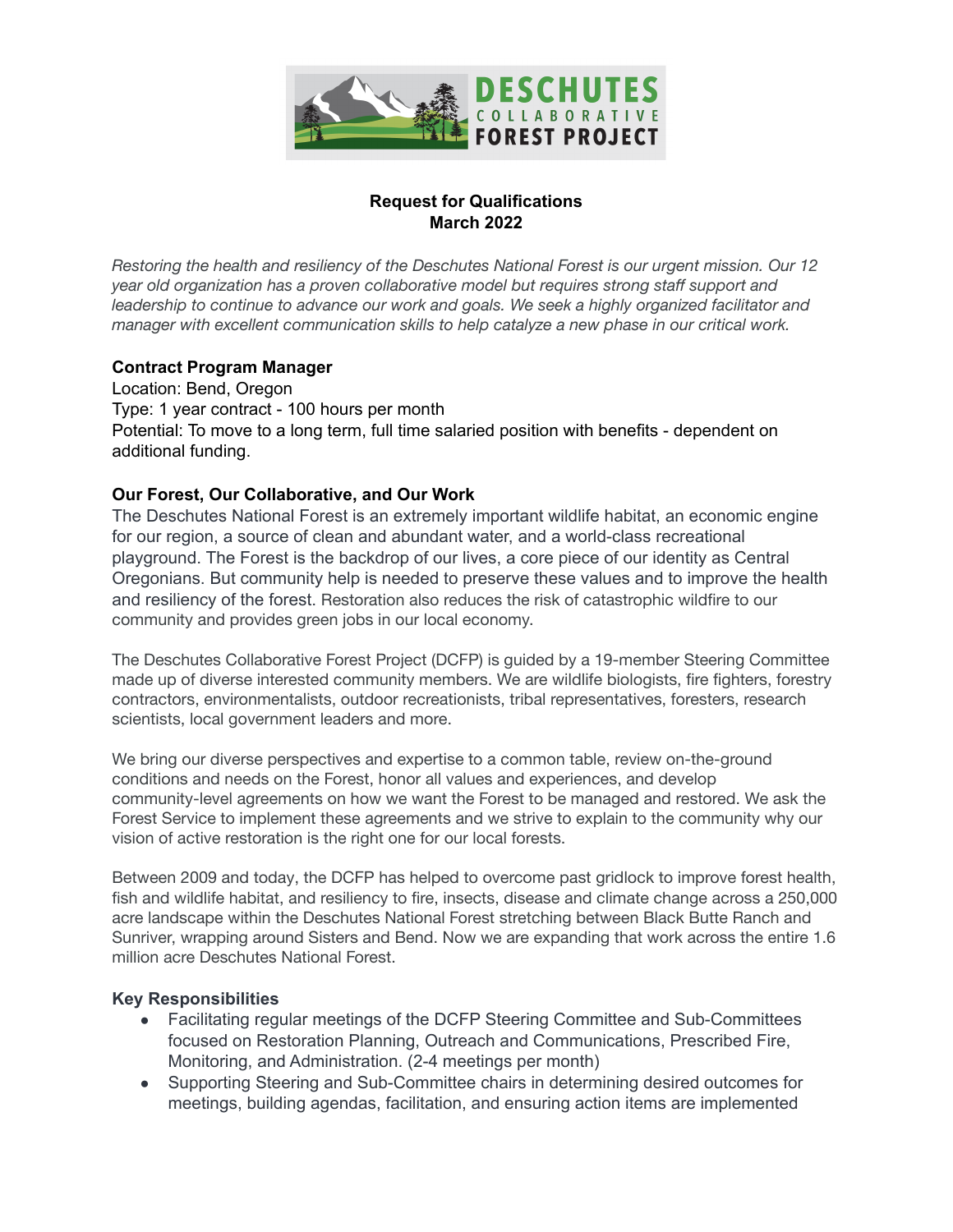**Request for Qualifications**
**March 2022**

*Restoring the health and resiliency of the Deschutes National Forest is our urgent mission. Our 12 year old organization has a proven collaborative model but requires strong staff support and leadership to continue to advance our work and goals. We seek a highly organized facilitator and manager with excellent communication skills to help catalyze a new phase in our critical work.*

**Contract Program Manager**
Location: Bend, Oregon
Type: 1 year contract - 100 hours per month
Potential: To move to a long term, full time salaried position with benefits - dependent on additional funding.

**Our Forest, Our Collaborative, and Our Work**
The Deschutes National Forest is an extremely important wildlife habitat, an economic engine for our region, a source of clean and abundant water, and a world-class recreational playground. The Forest is the backdrop of our lives, a core piece of our identity as Central Oregonians. But community help is needed to preserve these values and to improve the health and resiliency of the forest. Restoration also reduces the risk of catastrophic wildfire to our community and provides green jobs in our local economy.

The Deschutes Collaborative Forest Project (DCFP) is guided by a 19-member Steering Committee made up of diverse interested community members. We are wildlife biologists, fire fighters, forestry contractors, environmentalists, outdoor recreationists, tribal representatives, foresters, research scientists, local government leaders and more.

We bring our diverse perspectives and expertise to a common table, review on-the-ground conditions and needs on the Forest, honor all values and experiences, and develop community-level agreements on how we want the Forest to be managed and restored. We ask the Forest Service to implement these agreements and we strive to explain to the community why our vision of active restoration is the right one for our local forests.

Between 2009 and today, the DCFP has helped to overcome past gridlock to improve forest health, fish and wildlife habitat, and resiliency to fire, insects, disease and climate change across a 250,000 acre landscape within the Deschutes National Forest stretching between Black Butte Ranch and Sunriver, wrapping around Sisters and Bend. Now we are expanding that work across the entire 1.6 million acre Deschutes National Forest.

**Key Responsibilities**

- Facilitating regular meetings of the DCFP Steering Committee and Sub-Committees focused on Restoration Planning, Outreach and Communications, Prescribed Fire, Monitoring, and Administration. (2-4 meetings per month)
- Supporting Steering and Sub-Committee chairs in determining desired outcomes for meetings, building agendas, facilitation, and ensuring action items are implemented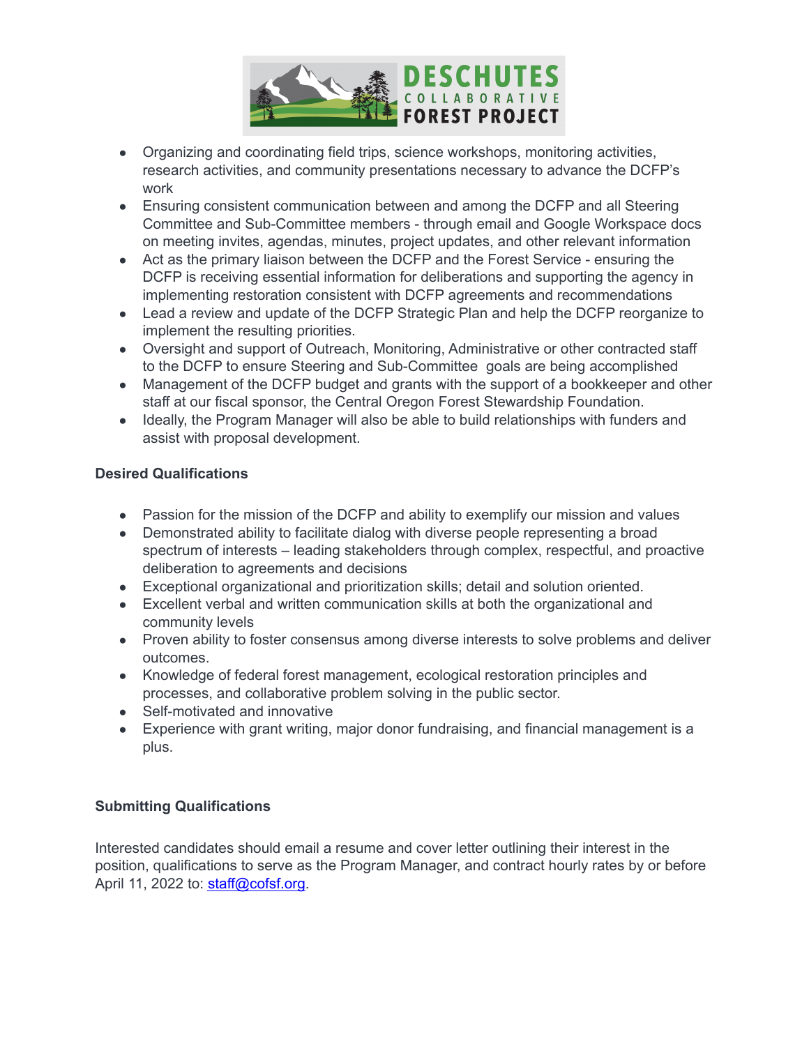- Organizing and coordinating field trips, science workshops, monitoring activities, research activities, and community presentations necessary to advance the DCFP's work
- Ensuring consistent communication between and among the DCFP and all Steering Committee and Sub-Committee members - through email and Google Workspace docs on meeting invites, agendas, minutes, project updates, and other relevant information
- Act as the primary liaison between the DCFP and the Forest Service - ensuring the DCFP is receiving essential information for deliberations and supporting the agency in implementing restoration consistent with DCFP agreements and recommendations
- Lead a review and update of the DCFP Strategic Plan and help the DCFP reorganize to implement the resulting priorities.
- Oversight and support of Outreach, Monitoring, Administrative or other contracted staff to the DCFP to ensure Steering and Sub-Committee goals are being accomplished
- Management of the DCFP budget and grants with the support of a bookkeeper and other staff at our fiscal sponsor, the Central Oregon Forest Stewardship Foundation.
- Ideally, the Program Manager will also be able to build relationships with funders and assist with proposal development.

**Desired Qualifications**

- Passion for the mission of the DCFP and ability to exemplify our mission and values
- Demonstrated ability to facilitate dialog with diverse people representing a broad spectrum of interests – leading stakeholders through complex, respectful, and proactive deliberation to agreements and decisions
- Exceptional organizational and prioritization skills; detail and solution oriented.
- Excellent verbal and written communication skills at both the organizational and community levels
- Proven ability to foster consensus among diverse interests to solve problems and deliver outcomes.
- Knowledge of federal forest management, ecological restoration principles and processes, and collaborative problem solving in the public sector.
- Self-motivated and innovative
- Experience with grant writing, major donor fundraising, and financial management is a plus.

**Submitting Qualifications**

Interested candidates should email a resume and cover letter outlining their interest in the position, qualifications to serve as the Program Manager, and contract hourly rates by or before April 11, 2022 to: staff@cofsf.org.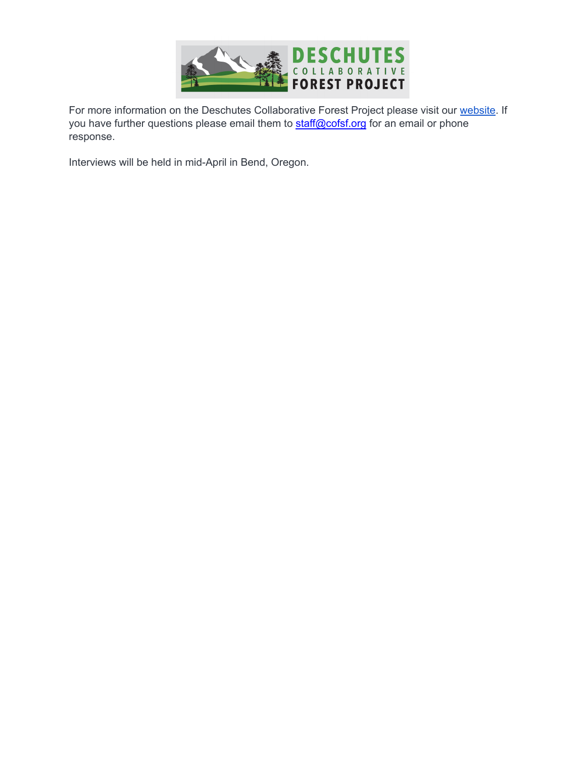For more information on the Deschutes Collaborative Forest Project please visit our website. If you have further questions please email them to staff@cofsf.org for an email or phone response.

Interviews will be held in mid-April in Bend, Oregon.